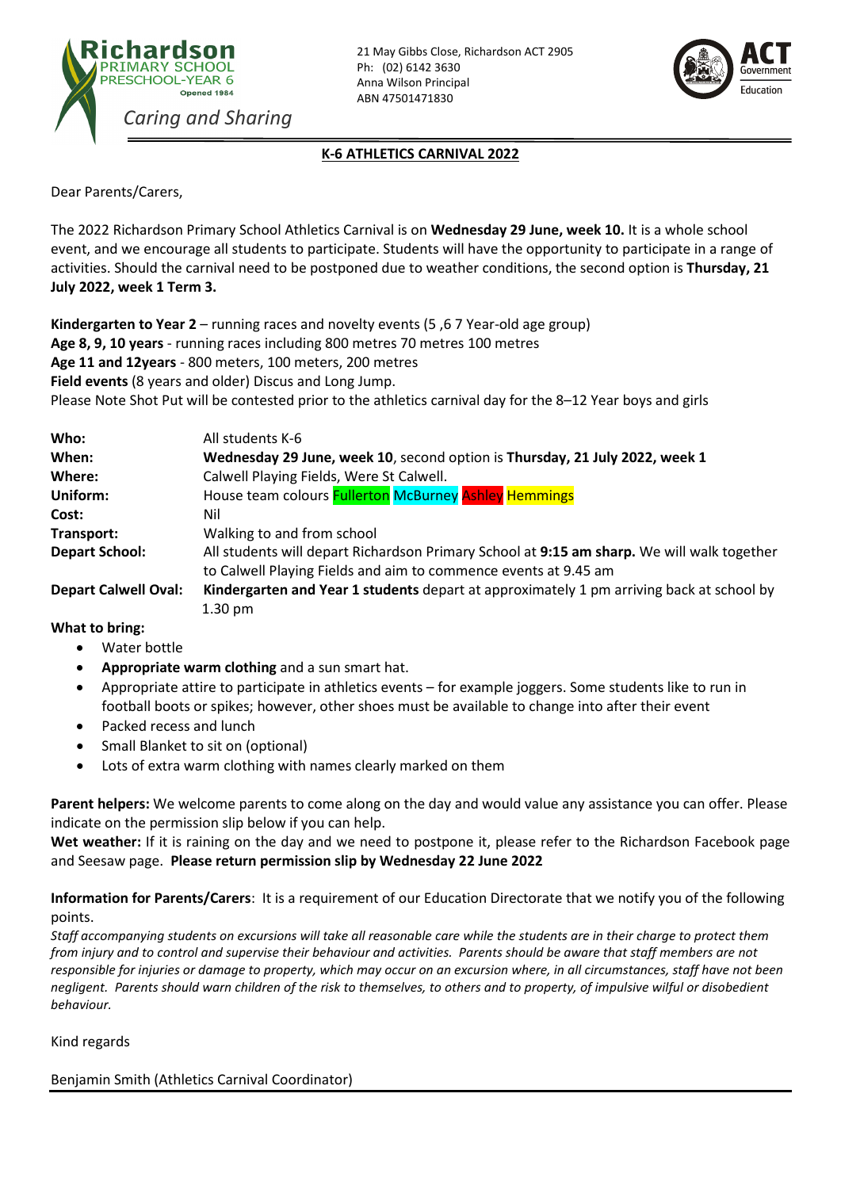**Richardson**
PRIMARY SCHOOL
PRESCHOOL-YEAR 6
Opened 1984

*Caring and Sharing*

21 May Gibbs Close, Richardson ACT 2905
Ph: (02) 6142 3630
Anna Wilson Principal
ABN 47501471830

ACT Government
Education

## K-6 ATHLETICS CARNIVAL 2022

Dear Parents/Carers,

The 2022 Richardson Primary School Athletics Carnival is on **Wednesday 29 June, week 10.** It is a whole school event, and we encourage all students to participate. Students will have the opportunity to participate in a range of activities. Should the carnival need to be postponed due to weather conditions, the second option is **Thursday, 21 July 2022, week 1 Term 3.**

**Kindergarten to Year 2** – running races and novelty events (5 ,6 7 Year-old age group)
**Age 8, 9, 10 years** - running races including 800 metres 70 metres 100 metres
**Age 11 and 12years** - 800 meters, 100 meters, 200 metres
**Field events** (8 years and older) Discus and Long Jump.
Please Note Shot Put will be contested prior to the athletics carnival day for the 8–12 Year boys and girls

| | |
|---|---|
| **Who:** | All students K-6 |
| **When:** | **Wednesday 29 June, week 10**, second option is **Thursday, 21 July 2022, week 1** |
| **Where:** | Calwell Playing Fields, Were St Calwell. |
| **Uniform:** | House team colours Fullerton McBurney Ashley Hemmings |
| **Cost:** | Nil |
| **Transport:** | Walking to and from school |
| **Depart School:** | All students will depart Richardson Primary School at **9:15 am sharp.** We will walk together to Calwell Playing Fields and aim to commence events at 9.45 am |
| **Depart Calwell Oval:** | **Kindergarten and Year 1 students** depart at approximately 1 pm arriving back at school by 1.30 pm |

**What to bring:**

- Water bottle
- **Appropriate warm clothing** and a sun smart hat.
- Appropriate attire to participate in athletics events – for example joggers. Some students like to run in football boots or spikes; however, other shoes must be available to change into after their event
- Packed recess and lunch
- Small Blanket to sit on (optional)
- Lots of extra warm clothing with names clearly marked on them

**Parent helpers:** We welcome parents to come along on the day and would value any assistance you can offer. Please indicate on the permission slip below if you can help.
**Wet weather:** If it is raining on the day and we need to postpone it, please refer to the Richardson Facebook page and Seesaw page. **Please return permission slip by Wednesday 22 June 2022**

**Information for Parents/Carers**: It is a requirement of our Education Directorate that we notify you of the following points.
*Staff accompanying students on excursions will take all reasonable care while the students are in their charge to protect them from injury and to control and supervise their behaviour and activities. Parents should be aware that staff members are not responsible for injuries or damage to property, which may occur on an excursion where, in all circumstances, staff have not been negligent. Parents should warn children of the risk to themselves, to others and to property, of impulsive wilful or disobedient behaviour.*

Kind regards

Benjamin Smith (Athletics Carnival Coordinator)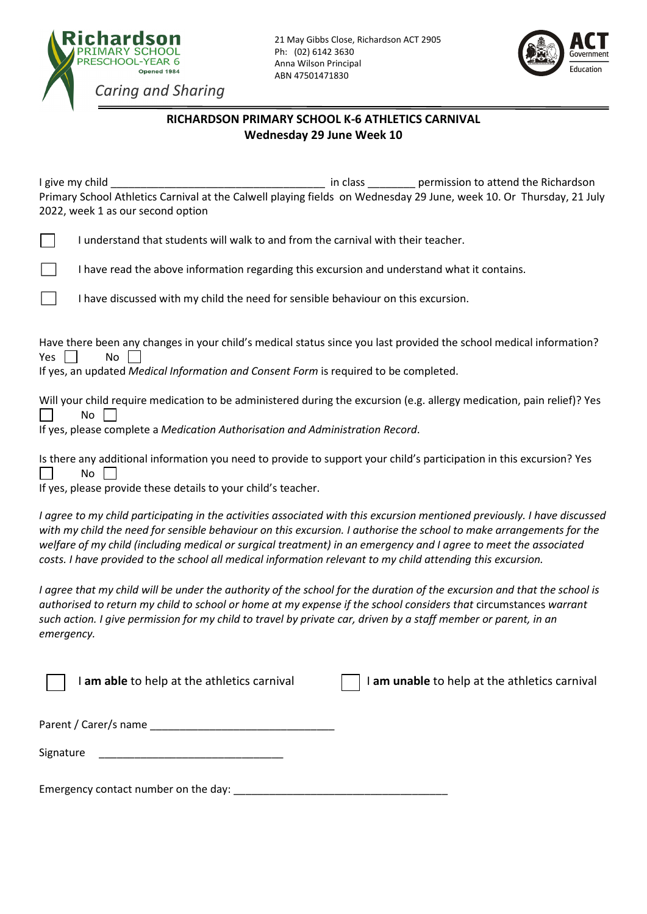Richardson PRIMARY SCHOOL PRESCHOOL-YEAR 6
Opened 1984
*Caring and Sharing*

21 May Gibbs Close, Richardson ACT 2905
Ph: (02) 6142 3630
Anna Wilson Principal
ABN 47501471830

ACT Government Education

**RICHARDSON PRIMARY SCHOOL K-6 ATHLETICS CARNIVAL**
**Wednesday 29 June Week 10**

I give my child ___________________________________ in class ________ permission to attend the Richardson Primary School Athletics Carnival at the Calwell playing fields on Wednesday 29 June, week 10. Or Thursday, 21 July 2022, week 1 as our second option

☐ I understand that students will walk to and from the carnival with their teacher.

☐ I have read the above information regarding this excursion and understand what it contains.

☐ I have discussed with my child the need for sensible behaviour on this excursion.

Have there been any changes in your child's medical status since you last provided the school medical information?
Yes ☐ No ☐
If yes, an updated *Medical Information and Consent Form* is required to be completed.

Will your child require medication to be administered during the excursion (e.g. allergy medication, pain relief)? Yes ☐ No ☐
If yes, please complete a *Medication Authorisation and Administration Record*.

Is there any additional information you need to provide to support your child's participation in this excursion? Yes ☐ No ☐
If yes, please provide these details to your child's teacher.

*I agree to my child participating in the activities associated with this excursion mentioned previously. I have discussed with my child the need for sensible behaviour on this excursion. I authorise the school to make arrangements for the welfare of my child (including medical or surgical treatment) in an emergency and I agree to meet the associated costs. I have provided to the school all medical information relevant to my child attending this excursion.*

*I agree that my child will be under the authority of the school for the duration of the excursion and that the school is authorised to return my child to school or home at my expense if the school considers that* circumstances *warrant such action. I give permission for my child to travel by private car, driven by a staff member or parent, in an emergency.*

☐ I **am able** to help at the athletics carnival ☐ I **am unable** to help at the athletics carnival

Parent / Carer/s name ______________________________

Signature ______________________________

Emergency contact number on the day: ___________________________________